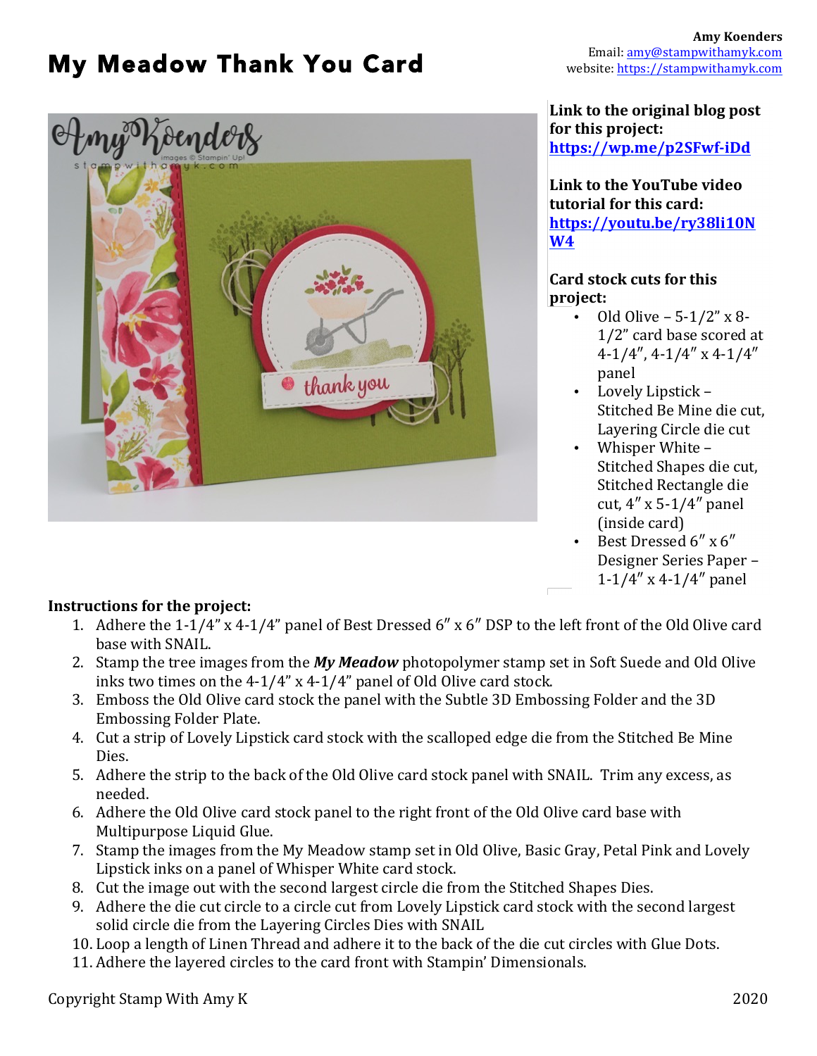# My Meadow Thank You Card

**Amy Koenders**
Email: amy@stampwithamyk.com
website: https://stampwithamyk.com

**Link to the original blog post for this project:**
**https://wp.me/p2SFwf-iDd**

**Link to the YouTube video tutorial for this card:**
**https://youtu.be/ry38li10NW4**

**Card stock cuts for this project:**

- Old Olive – 5-1/2" x 8-1/2" card base scored at 4-1/4", 4-1/4" x 4-1/4" panel
- Lovely Lipstick – Stitched Be Mine die cut, Layering Circle die cut
- Whisper White – Stitched Shapes die cut, Stitched Rectangle die cut, 4" x 5-1/4" panel (inside card)
- Best Dressed 6" x 6" Designer Series Paper – 1-1/4" x 4-1/4" panel

**Instructions for the project:**

1. Adhere the 1-1/4" x 4-1/4" panel of Best Dressed 6" x 6" DSP to the left front of the Old Olive card base with SNAIL.
2. Stamp the tree images from the ***My Meadow*** photopolymer stamp set in Soft Suede and Old Olive inks two times on the 4-1/4" x 4-1/4" panel of Old Olive card stock.
3. Emboss the Old Olive card stock the panel with the Subtle 3D Embossing Folder and the 3D Embossing Folder Plate.
4. Cut a strip of Lovely Lipstick card stock with the scalloped edge die from the Stitched Be Mine Dies.
5. Adhere the strip to the back of the Old Olive card stock panel with SNAIL. Trim any excess, as needed.
6. Adhere the Old Olive card stock panel to the right front of the Old Olive card base with Multipurpose Liquid Glue.
7. Stamp the images from the My Meadow stamp set in Old Olive, Basic Gray, Petal Pink and Lovely Lipstick inks on a panel of Whisper White card stock.
8. Cut the image out with the second largest circle die from the Stitched Shapes Dies.
9. Adhere the die cut circle to a circle cut from Lovely Lipstick card stock with the second largest solid circle die from the Layering Circles Dies with SNAIL
10. Loop a length of Linen Thread and adhere it to the back of the die cut circles with Glue Dots.
11. Adhere the layered circles to the card front with Stampin' Dimensionals.

Copyright Stamp With Amy K 2020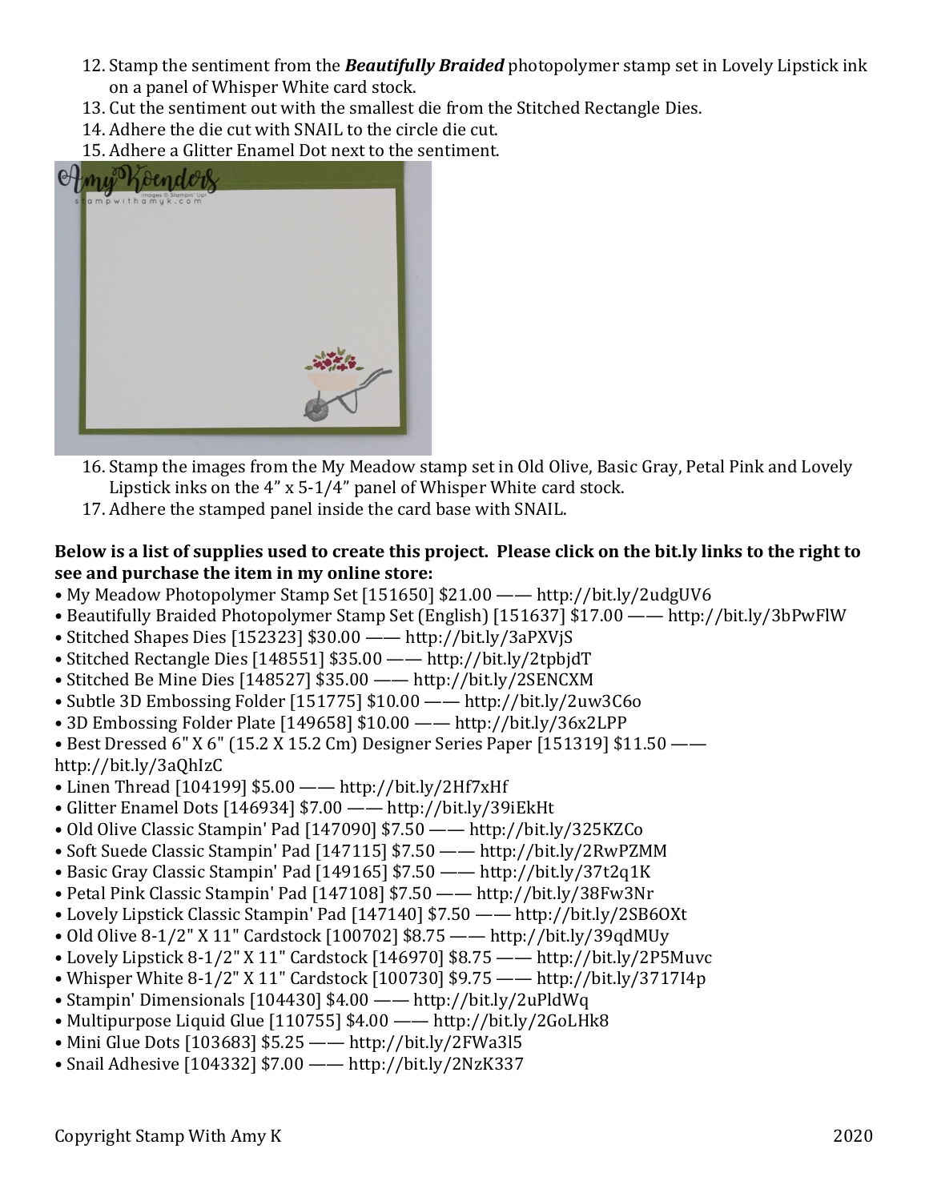12. Stamp the sentiment from the ***Beautifully Braided*** photopolymer stamp set in Lovely Lipstick ink on a panel of Whisper White card stock.
13. Cut the sentiment out with the smallest die from the Stitched Rectangle Dies.
14. Adhere the die cut with SNAIL to the circle die cut.
15. Adhere a Glitter Enamel Dot next to the sentiment.
16. Stamp the images from the My Meadow stamp set in Old Olive, Basic Gray, Petal Pink and Lovely Lipstick inks on the 4" x 5-1/4" panel of Whisper White card stock.
17. Adhere the stamped panel inside the card base with SNAIL.

**Below is a list of supplies used to create this project. Please click on the bit.ly links to the right to see and purchase the item in my online store:**

- My Meadow Photopolymer Stamp Set [151650] $21.00 —— http://bit.ly/2udgUV6
- Beautifully Braided Photopolymer Stamp Set (English) [151637] $17.00 —— http://bit.ly/3bPwFlW
- Stitched Shapes Dies [152323] $30.00 —— http://bit.ly/3aPXVjS
- Stitched Rectangle Dies [148551] $35.00 —— http://bit.ly/2tpbjdT
- Stitched Be Mine Dies [148527] $35.00 —— http://bit.ly/2SENCXM
- Subtle 3D Embossing Folder [151775] $10.00 —— http://bit.ly/2uw3C6o
- 3D Embossing Folder Plate [149658] $10.00 —— http://bit.ly/36x2LPP
- Best Dressed 6" X 6" (15.2 X 15.2 Cm) Designer Series Paper [151319] $11.50 —— http://bit.ly/3aQhIzC
- Linen Thread [104199] $5.00 —— http://bit.ly/2Hf7xHf
- Glitter Enamel Dots [146934] $7.00 —— http://bit.ly/39iEkHt
- Old Olive Classic Stampin' Pad [147090] $7.50 —— http://bit.ly/325KZCo
- Soft Suede Classic Stampin' Pad [147115] $7.50 —— http://bit.ly/2RwPZMM
- Basic Gray Classic Stampin' Pad [149165] $7.50 —— http://bit.ly/37t2q1K
- Petal Pink Classic Stampin' Pad [147108] $7.50 —— http://bit.ly/38Fw3Nr
- Lovely Lipstick Classic Stampin' Pad [147140] $7.50 —— http://bit.ly/2SB6OXt
- Old Olive 8-1/2" X 11" Cardstock [100702] $8.75 —— http://bit.ly/39qdMUy
- Lovely Lipstick 8-1/2" X 11" Cardstock [146970] $8.75 —— http://bit.ly/2P5Muvc
- Whisper White 8-1/2" X 11" Cardstock [100730] $9.75 —— http://bit.ly/3717I4p
- Stampin' Dimensionals [104430] $4.00 —— http://bit.ly/2uPldWq
- Multipurpose Liquid Glue [110755] $4.00 —— http://bit.ly/2GoLHk8
- Mini Glue Dots [103683] $5.25 —— http://bit.ly/2FWa3l5
- Snail Adhesive [104332] $7.00 —— http://bit.ly/2NzK337

Copyright Stamp With Amy K 2020